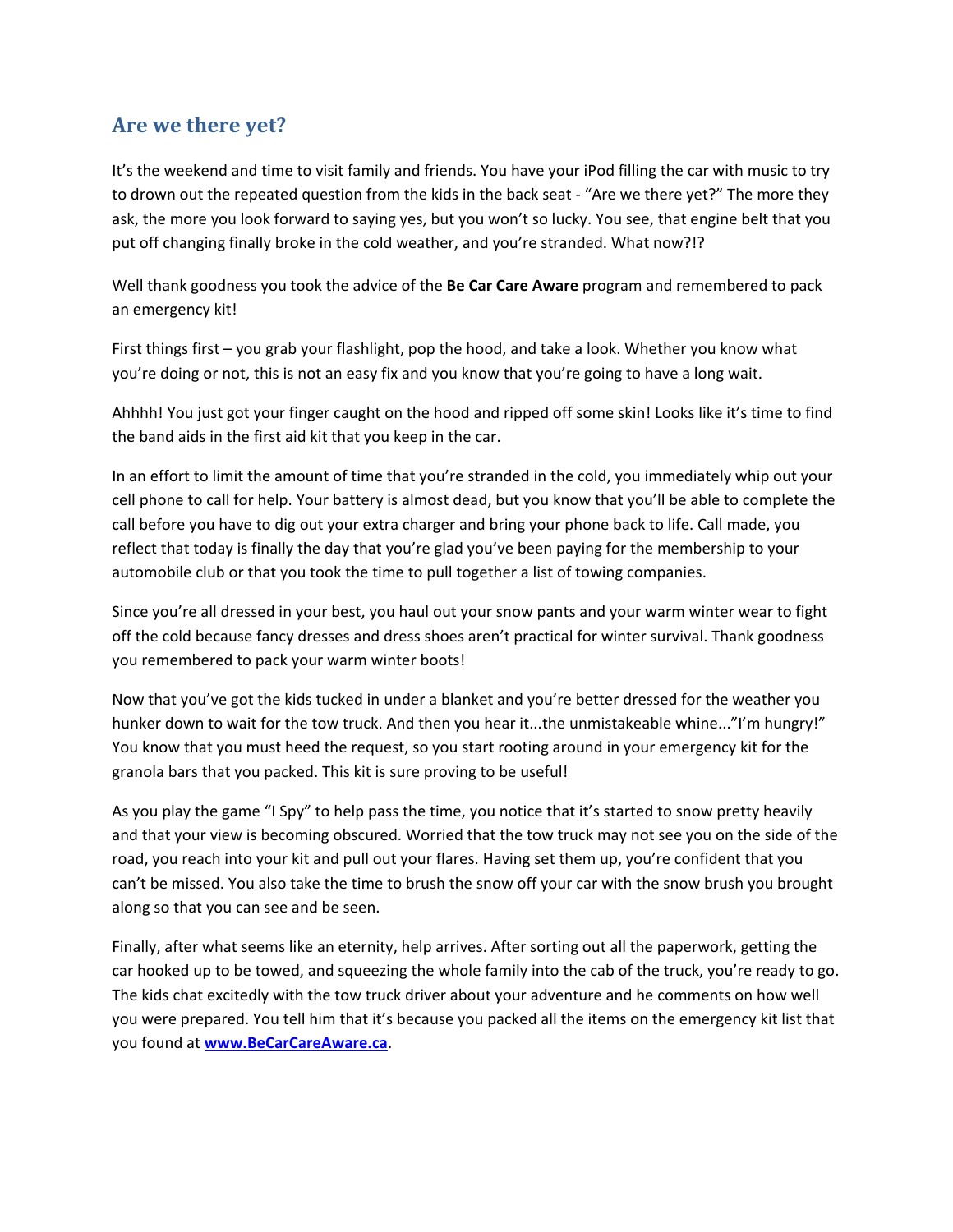## Are we there yet?

It's the weekend and time to visit family and friends. You have your iPod filling the car with music to try to drown out the repeated question from the kids in the back seat - "Are we there yet?" The more they ask, the more you look forward to saying yes, but you won't so lucky. You see, that engine belt that you put off changing finally broke in the cold weather, and you're stranded. What now?!?

Well thank goodness you took the advice of the **Be Car Care Aware** program and remembered to pack an emergency kit!

First things first – you grab your flashlight, pop the hood, and take a look. Whether you know what you're doing or not, this is not an easy fix and you know that you're going to have a long wait.

Ahhhh! You just got your finger caught on the hood and ripped off some skin! Looks like it's time to find the band aids in the first aid kit that you keep in the car.

In an effort to limit the amount of time that you're stranded in the cold, you immediately whip out your cell phone to call for help. Your battery is almost dead, but you know that you'll be able to complete the call before you have to dig out your extra charger and bring your phone back to life. Call made, you reflect that today is finally the day that you're glad you've been paying for the membership to your automobile club or that you took the time to pull together a list of towing companies.

Since you're all dressed in your best, you haul out your snow pants and your warm winter wear to fight off the cold because fancy dresses and dress shoes aren't practical for winter survival. Thank goodness you remembered to pack your warm winter boots!

Now that you've got the kids tucked in under a blanket and you're better dressed for the weather you hunker down to wait for the tow truck. And then you hear it...the unmistakeable whine..."I'm hungry!" You know that you must heed the request, so you start rooting around in your emergency kit for the granola bars that you packed. This kit is sure proving to be useful!

As you play the game "I Spy" to help pass the time, you notice that it's started to snow pretty heavily and that your view is becoming obscured. Worried that the tow truck may not see you on the side of the road, you reach into your kit and pull out your flares. Having set them up, you're confident that you can't be missed. You also take the time to brush the snow off your car with the snow brush you brought along so that you can see and be seen.

Finally, after what seems like an eternity, help arrives. After sorting out all the paperwork, getting the car hooked up to be towed, and squeezing the whole family into the cab of the truck, you're ready to go. The kids chat excitedly with the tow truck driver about your adventure and he comments on how well you were prepared. You tell him that it's because you packed all the items on the emergency kit list that you found at **www.BeCarCareAware.ca**.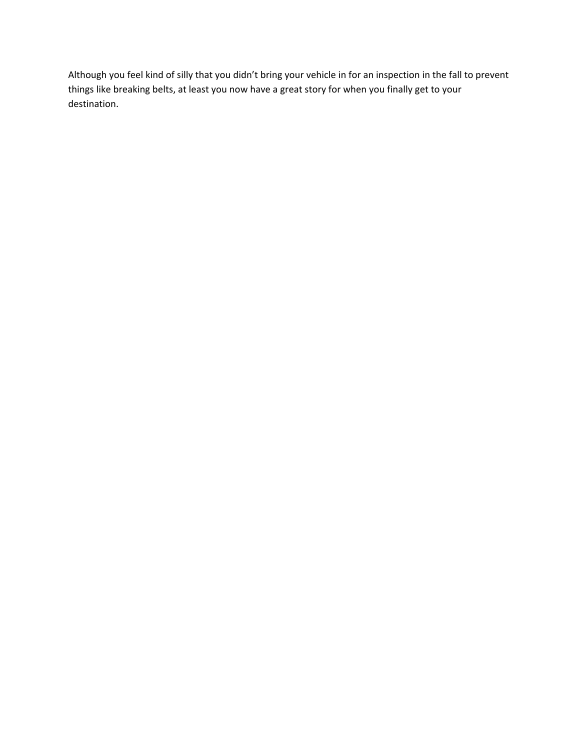Although you feel kind of silly that you didn't bring your vehicle in for an inspection in the fall to prevent things like breaking belts, at least you now have a great story for when you finally get to your destination.